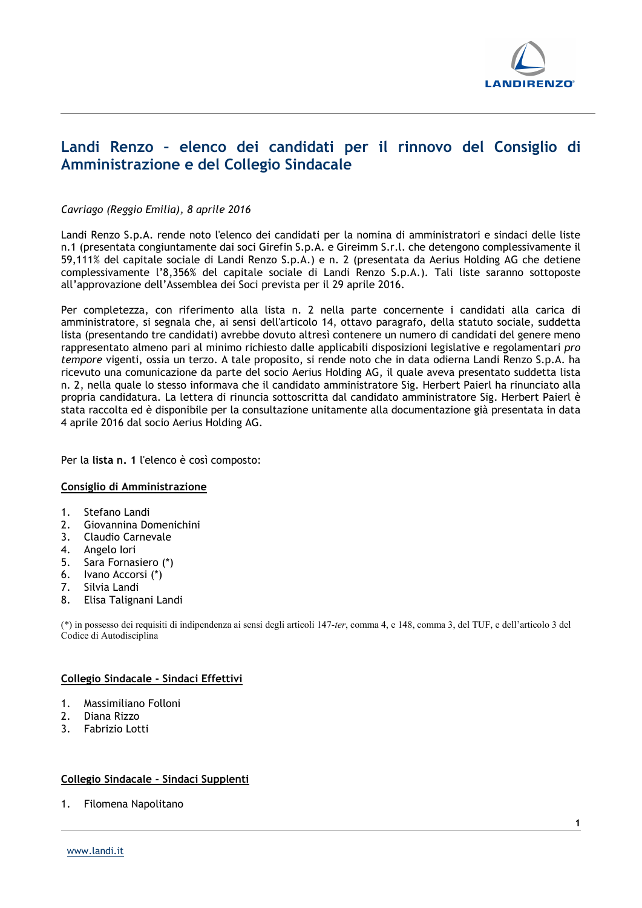# Landi Renzo – elenco dei candidati per il rinnovo del Consiglio di Amministrazione e del Collegio Sindacale

*Cavriago (Reggio Emilia), 8 aprile 2016*

Landi Renzo S.p.A. rende noto l'elenco dei candidati per la nomina di amministratori e sindaci delle liste n.1 (presentata congiuntamente dai soci Girefin S.p.A. e Gireimm S.r.l. che detengono complessivamente il 59,111% del capitale sociale di Landi Renzo S.p.A.) e n. 2 (presentata da Aerius Holding AG che detiene complessivamente l'8,356% del capitale sociale di Landi Renzo S.p.A.). Tali liste saranno sottoposte all'approvazione dell'Assemblea dei Soci prevista per il 29 aprile 2016.

Per completezza, con riferimento alla lista n. 2 nella parte concernente i candidati alla carica di amministratore, si segnala che, ai sensi dell'articolo 14, ottavo paragrafo, della statuto sociale, suddetta lista (presentando tre candidati) avrebbe dovuto altresì contenere un numero di candidati del genere meno rappresentato almeno pari al minimo richiesto dalle applicabili disposizioni legislative e regolamentari *pro tempore* vigenti, ossia un terzo. A tale proposito, si rende noto che in data odierna Landi Renzo S.p.A. ha ricevuto una comunicazione da parte del socio Aerius Holding AG, il quale aveva presentato suddetta lista n. 2, nella quale lo stesso informava che il candidato amministratore Sig. Herbert Paierl ha rinunciato alla propria candidatura. La lettera di rinuncia sottoscritta dal candidato amministratore Sig. Herbert Paierl è stata raccolta ed è disponibile per la consultazione unitamente alla documentazione già presentata in data 4 aprile 2016 dal socio Aerius Holding AG.

Per la **lista n. 1** l'elenco è così composto:

**Consiglio di Amministrazione**

1. Stefano Landi
2. Giovannina Domenichini
3. Claudio Carnevale
4. Angelo Iori
5. Sara Fornasiero (*)
6. Ivano Accorsi (*)
7. Silvia Landi
8. Elisa Talignani Landi

(*) in possesso dei requisiti di indipendenza ai sensi degli articoli 147-*ter*, comma 4, e 148, comma 3, del TUF, e dell'articolo 3 del Codice di Autodisciplina

**Collegio Sindacale - Sindaci Effettivi**

1. Massimiliano Folloni
2. Diana Rizzo
3. Fabrizio Lotti

**Collegio Sindacale - Sindaci Supplenti**

1. Filomena Napolitano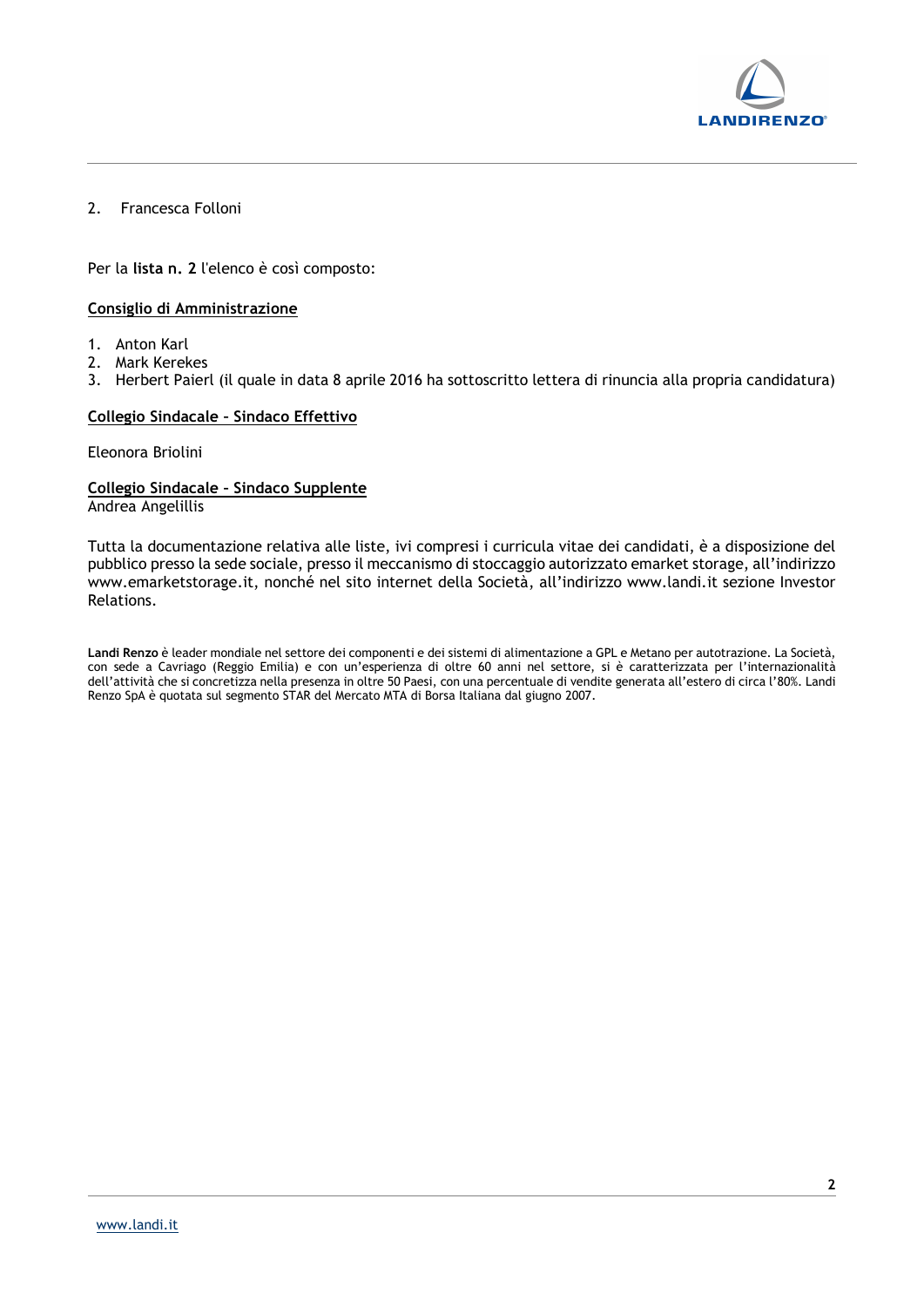2. Francesca Folloni

Per la **lista n. 2** l'elenco è così composto:

**Consiglio di Amministrazione**

1. Anton Karl
2. Mark Kerekes
3. Herbert Paierl (il quale in data 8 aprile 2016 ha sottoscritto lettera di rinuncia alla propria candidatura)

**Collegio Sindacale – Sindaco Effettivo**

Eleonora Briolini

**Collegio Sindacale – Sindaco Supplente**

Andrea Angelillis

Tutta la documentazione relativa alle liste, ivi compresi i curricula vitae dei candidati, è a disposizione del pubblico presso la sede sociale, presso il meccanismo di stoccaggio autorizzato emarket storage, all'indirizzo www.emarketstorage.it, nonché nel sito internet della Società, all'indirizzo www.landi.it sezione Investor Relations.

**Landi Renzo** è leader mondiale nel settore dei componenti e dei sistemi di alimentazione a GPL e Metano per autotrazione. La Società, con sede a Cavriago (Reggio Emilia) e con un'esperienza di oltre 60 anni nel settore, si è caratterizzata per l'internazionalità dell'attività che si concretizza nella presenza in oltre 50 Paesi, con una percentuale di vendite generata all'estero di circa l'80%. Landi Renzo SpA è quotata sul segmento STAR del Mercato MTA di Borsa Italiana dal giugno 2007.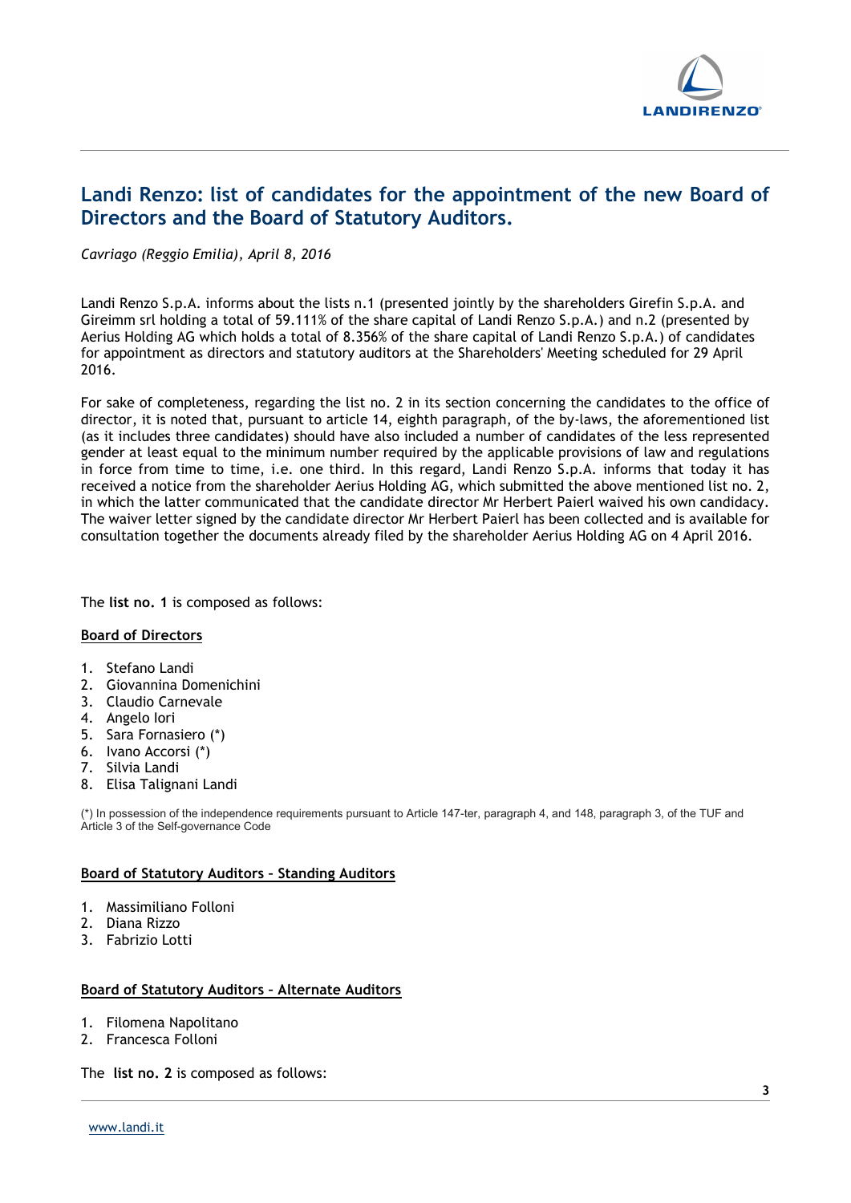# Landi Renzo: list of candidates for the appointment of the new Board of Directors and the Board of Statutory Auditors.

*Cavriago (Reggio Emilia), April 8, 2016*

Landi Renzo S.p.A. informs about the lists n.1 (presented jointly by the shareholders Girefin S.p.A. and Gireimm srl holding a total of 59.111% of the share capital of Landi Renzo S.p.A.) and n.2 (presented by Aerius Holding AG which holds a total of 8.356% of the share capital of Landi Renzo S.p.A.) of candidates for appointment as directors and statutory auditors at the Shareholders' Meeting scheduled for 29 April 2016.

For sake of completeness, regarding the list no. 2 in its section concerning the candidates to the office of director, it is noted that, pursuant to article 14, eighth paragraph, of the by-laws, the aforementioned list (as it includes three candidates) should have also included a number of candidates of the less represented gender at least equal to the minimum number required by the applicable provisions of law and regulations in force from time to time, i.e. one third. In this regard, Landi Renzo S.p.A. informs that today it has received a notice from the shareholder Aerius Holding AG, which submitted the above mentioned list no. 2, in which the latter communicated that the candidate director Mr Herbert Paierl waived his own candidacy. The waiver letter signed by the candidate director Mr Herbert Paierl has been collected and is available for consultation together the documents already filed by the shareholder Aerius Holding AG on 4 April 2016.

The **list no. 1** is composed as follows:

**Board of Directors**

1. Stefano Landi
2. Giovannina Domenichini
3. Claudio Carnevale
4. Angelo Iori
5. Sara Fornasiero (*)
6. Ivano Accorsi (*)
7. Silvia Landi
8. Elisa Talignani Landi

(*) In possession of the independence requirements pursuant to Article 147-ter, paragraph 4, and 148, paragraph 3, of the TUF and Article 3 of the Self-governance Code

**Board of Statutory Auditors – Standing Auditors**

1. Massimiliano Folloni
2. Diana Rizzo
3. Fabrizio Lotti

**Board of Statutory Auditors – Alternate Auditors**

1. Filomena Napolitano
2. Francesca Folloni

The **list no. 2** is composed as follows: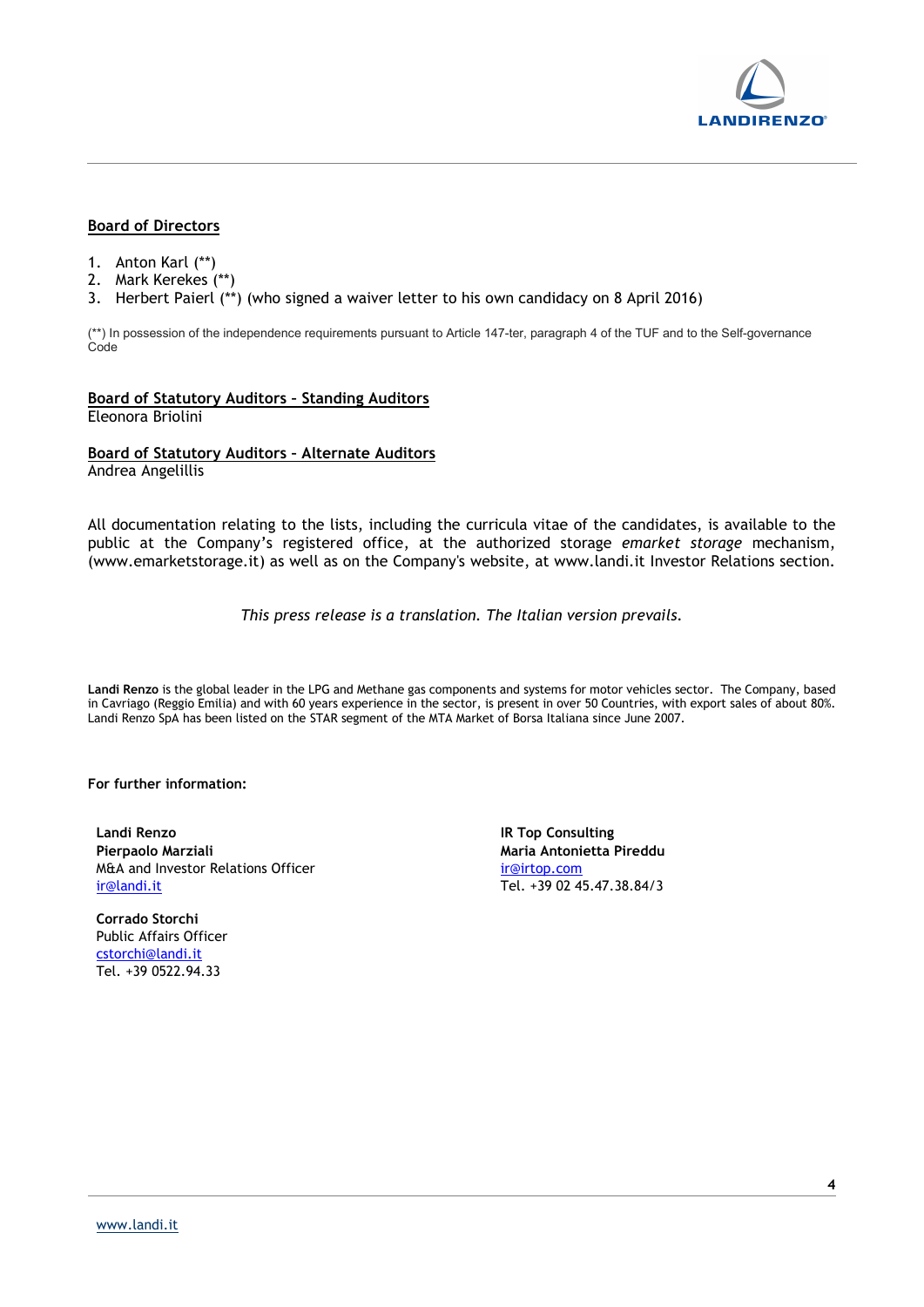**Board of Directors**

1. Anton Karl (\*\*)
2. Mark Kerekes (\*\*)
3. Herbert Paierl (\*\*) (who signed a waiver letter to his own candidacy on 8 April 2016)

(\*\*) In possession of the independence requirements pursuant to Article 147-ter, paragraph 4 of the TUF and to the Self-governance Code

**Board of Statutory Auditors – Standing Auditors**
Eleonora Briolini

**Board of Statutory Auditors – Alternate Auditors**
Andrea Angelillis

All documentation relating to the lists, including the curricula vitae of the candidates, is available to the public at the Company's registered office, at the authorized storage *emarket storage* mechanism, (www.emarketstorage.it) as well as on the Company's website, at www.landi.it Investor Relations section.

*This press release is a translation. The Italian version prevails.*

**Landi Renzo** is the global leader in the LPG and Methane gas components and systems for motor vehicles sector. The Company, based in Cavriago (Reggio Emilia) and with 60 years experience in the sector, is present in over 50 Countries, with export sales of about 80%. Landi Renzo SpA has been listed on the STAR segment of the MTA Market of Borsa Italiana since June 2007.

**For further information:**

**Landi Renzo**
**Pierpaolo Marziali**
M&A and Investor Relations Officer
ir@landi.it

**Corrado Storchi**
Public Affairs Officer
cstorchi@landi.it
Tel. +39 0522.94.33

**IR Top Consulting**
**Maria Antonietta Pireddu**
ir@irtop.com
Tel. +39 02 45.47.38.84/3